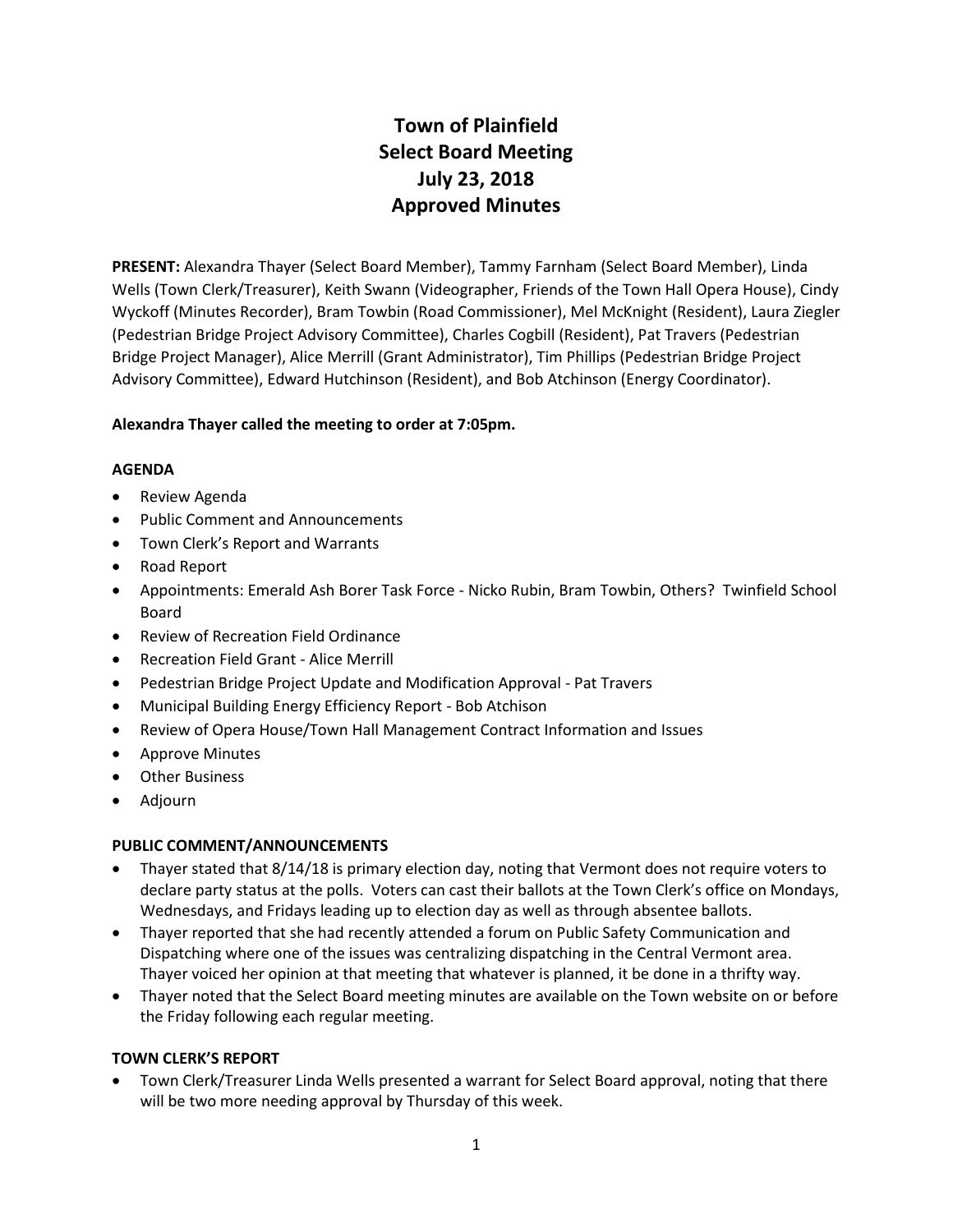# Town of Plainfield
# Select Board Meeting
# July 23, 2018
# Approved Minutes

**PRESENT:** Alexandra Thayer (Select Board Member), Tammy Farnham (Select Board Member), Linda Wells (Town Clerk/Treasurer), Keith Swann (Videographer, Friends of the Town Hall Opera House), Cindy Wyckoff (Minutes Recorder), Bram Towbin (Road Commissioner), Mel McKnight (Resident), Laura Ziegler (Pedestrian Bridge Project Advisory Committee), Charles Cogbill (Resident), Pat Travers (Pedestrian Bridge Project Manager), Alice Merrill (Grant Administrator), Tim Phillips (Pedestrian Bridge Project Advisory Committee), Edward Hutchinson (Resident), and Bob Atchinson (Energy Coordinator).

**Alexandra Thayer called the meeting to order at 7:05pm.**

**AGENDA**

- Review Agenda
- Public Comment and Announcements
- Town Clerk's Report and Warrants
- Road Report
- Appointments: Emerald Ash Borer Task Force - Nicko Rubin, Bram Towbin, Others? Twinfield School Board
- Review of Recreation Field Ordinance
- Recreation Field Grant - Alice Merrill
- Pedestrian Bridge Project Update and Modification Approval - Pat Travers
- Municipal Building Energy Efficiency Report - Bob Atchison
- Review of Opera House/Town Hall Management Contract Information and Issues
- Approve Minutes
- Other Business
- Adjourn

**PUBLIC COMMENT/ANNOUNCEMENTS**

- Thayer stated that 8/14/18 is primary election day, noting that Vermont does not require voters to declare party status at the polls. Voters can cast their ballots at the Town Clerk's office on Mondays, Wednesdays, and Fridays leading up to election day as well as through absentee ballots.
- Thayer reported that she had recently attended a forum on Public Safety Communication and Dispatching where one of the issues was centralizing dispatching in the Central Vermont area. Thayer voiced her opinion at that meeting that whatever is planned, it be done in a thrifty way.
- Thayer noted that the Select Board meeting minutes are available on the Town website on or before the Friday following each regular meeting.

**TOWN CLERK'S REPORT**

- Town Clerk/Treasurer Linda Wells presented a warrant for Select Board approval, noting that there will be two more needing approval by Thursday of this week.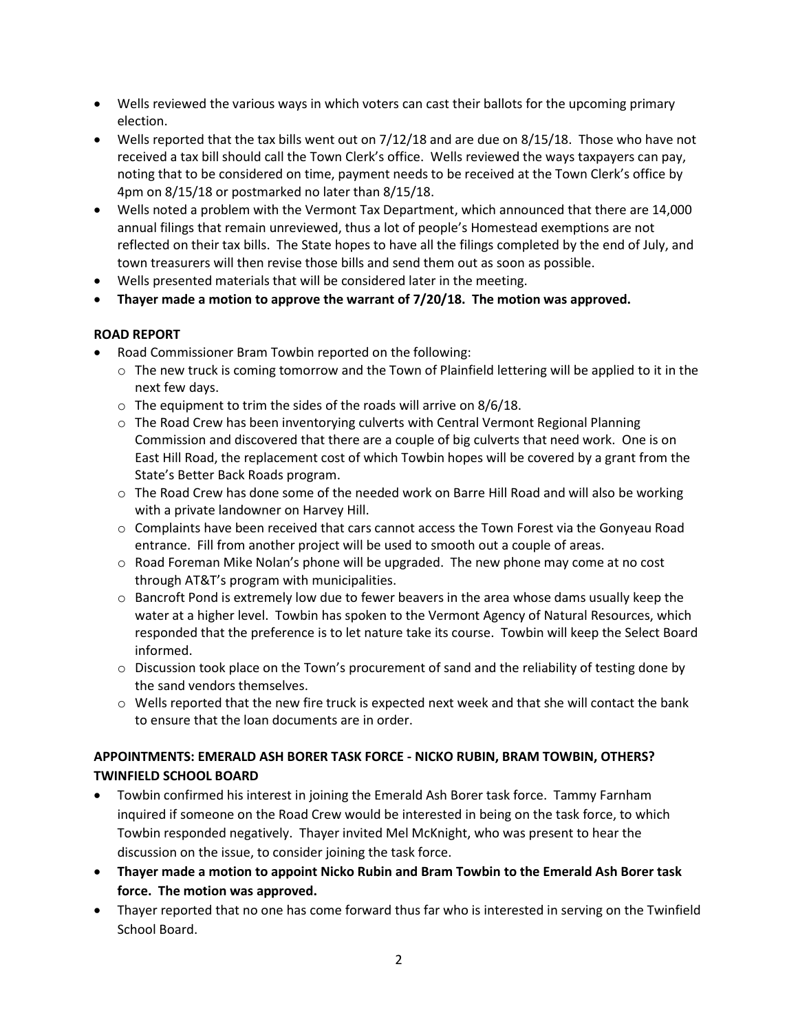- Wells reviewed the various ways in which voters can cast their ballots for the upcoming primary election.
- Wells reported that the tax bills went out on 7/12/18 and are due on 8/15/18. Those who have not received a tax bill should call the Town Clerk's office. Wells reviewed the ways taxpayers can pay, noting that to be considered on time, payment needs to be received at the Town Clerk's office by 4pm on 8/15/18 or postmarked no later than 8/15/18.
- Wells noted a problem with the Vermont Tax Department, which announced that there are 14,000 annual filings that remain unreviewed, thus a lot of people's Homestead exemptions are not reflected on their tax bills. The State hopes to have all the filings completed by the end of July, and town treasurers will then revise those bills and send them out as soon as possible.
- Wells presented materials that will be considered later in the meeting.
- **Thayer made a motion to approve the warrant of 7/20/18. The motion was approved.**

**ROAD REPORT**

- Road Commissioner Bram Towbin reported on the following:
  - The new truck is coming tomorrow and the Town of Plainfield lettering will be applied to it in the next few days.
  - The equipment to trim the sides of the roads will arrive on 8/6/18.
  - The Road Crew has been inventorying culverts with Central Vermont Regional Planning Commission and discovered that there are a couple of big culverts that need work. One is on East Hill Road, the replacement cost of which Towbin hopes will be covered by a grant from the State's Better Back Roads program.
  - The Road Crew has done some of the needed work on Barre Hill Road and will also be working with a private landowner on Harvey Hill.
  - Complaints have been received that cars cannot access the Town Forest via the Gonyeau Road entrance. Fill from another project will be used to smooth out a couple of areas.
  - Road Foreman Mike Nolan's phone will be upgraded. The new phone may come at no cost through AT&T's program with municipalities.
  - Bancroft Pond is extremely low due to fewer beavers in the area whose dams usually keep the water at a higher level. Towbin has spoken to the Vermont Agency of Natural Resources, which responded that the preference is to let nature take its course. Towbin will keep the Select Board informed.
  - Discussion took place on the Town's procurement of sand and the reliability of testing done by the sand vendors themselves.
  - Wells reported that the new fire truck is expected next week and that she will contact the bank to ensure that the loan documents are in order.

**APPOINTMENTS: EMERALD ASH BORER TASK FORCE - NICKO RUBIN, BRAM TOWBIN, OTHERS? TWINFIELD SCHOOL BOARD**

- Towbin confirmed his interest in joining the Emerald Ash Borer task force. Tammy Farnham inquired if someone on the Road Crew would be interested in being on the task force, to which Towbin responded negatively. Thayer invited Mel McKnight, who was present to hear the discussion on the issue, to consider joining the task force.
- **Thayer made a motion to appoint Nicko Rubin and Bram Towbin to the Emerald Ash Borer task force. The motion was approved.**
- Thayer reported that no one has come forward thus far who is interested in serving on the Twinfield School Board.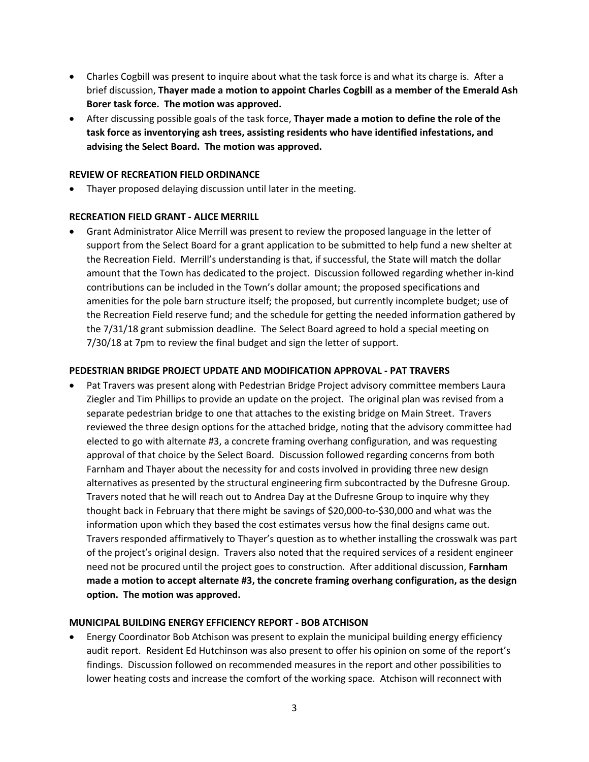- Charles Cogbill was present to inquire about what the task force is and what its charge is. After a brief discussion, **Thayer made a motion to appoint Charles Cogbill as a member of the Emerald Ash Borer task force. The motion was approved.**
- After discussing possible goals of the task force, **Thayer made a motion to define the role of the task force as inventorying ash trees, assisting residents who have identified infestations, and advising the Select Board. The motion was approved.**

**REVIEW OF RECREATION FIELD ORDINANCE**

- Thayer proposed delaying discussion until later in the meeting.

**RECREATION FIELD GRANT - ALICE MERRILL**

- Grant Administrator Alice Merrill was present to review the proposed language in the letter of support from the Select Board for a grant application to be submitted to help fund a new shelter at the Recreation Field. Merrill's understanding is that, if successful, the State will match the dollar amount that the Town has dedicated to the project. Discussion followed regarding whether in-kind contributions can be included in the Town's dollar amount; the proposed specifications and amenities for the pole barn structure itself; the proposed, but currently incomplete budget; use of the Recreation Field reserve fund; and the schedule for getting the needed information gathered by the 7/31/18 grant submission deadline. The Select Board agreed to hold a special meeting on 7/30/18 at 7pm to review the final budget and sign the letter of support.

**PEDESTRIAN BRIDGE PROJECT UPDATE AND MODIFICATION APPROVAL - PAT TRAVERS**

- Pat Travers was present along with Pedestrian Bridge Project advisory committee members Laura Ziegler and Tim Phillips to provide an update on the project. The original plan was revised from a separate pedestrian bridge to one that attaches to the existing bridge on Main Street. Travers reviewed the three design options for the attached bridge, noting that the advisory committee had elected to go with alternate #3, a concrete framing overhang configuration, and was requesting approval of that choice by the Select Board. Discussion followed regarding concerns from both Farnham and Thayer about the necessity for and costs involved in providing three new design alternatives as presented by the structural engineering firm subcontracted by the Dufresne Group. Travers noted that he will reach out to Andrea Day at the Dufresne Group to inquire why they thought back in February that there might be savings of $20,000-to-$30,000 and what was the information upon which they based the cost estimates versus how the final designs came out. Travers responded affirmatively to Thayer's question as to whether installing the crosswalk was part of the project's original design. Travers also noted that the required services of a resident engineer need not be procured until the project goes to construction. After additional discussion, **Farnham made a motion to accept alternate #3, the concrete framing overhang configuration, as the design option. The motion was approved.**

**MUNICIPAL BUILDING ENERGY EFFICIENCY REPORT - BOB ATCHISON**

- Energy Coordinator Bob Atchison was present to explain the municipal building energy efficiency audit report. Resident Ed Hutchinson was also present to offer his opinion on some of the report's findings. Discussion followed on recommended measures in the report and other possibilities to lower heating costs and increase the comfort of the working space. Atchison will reconnect with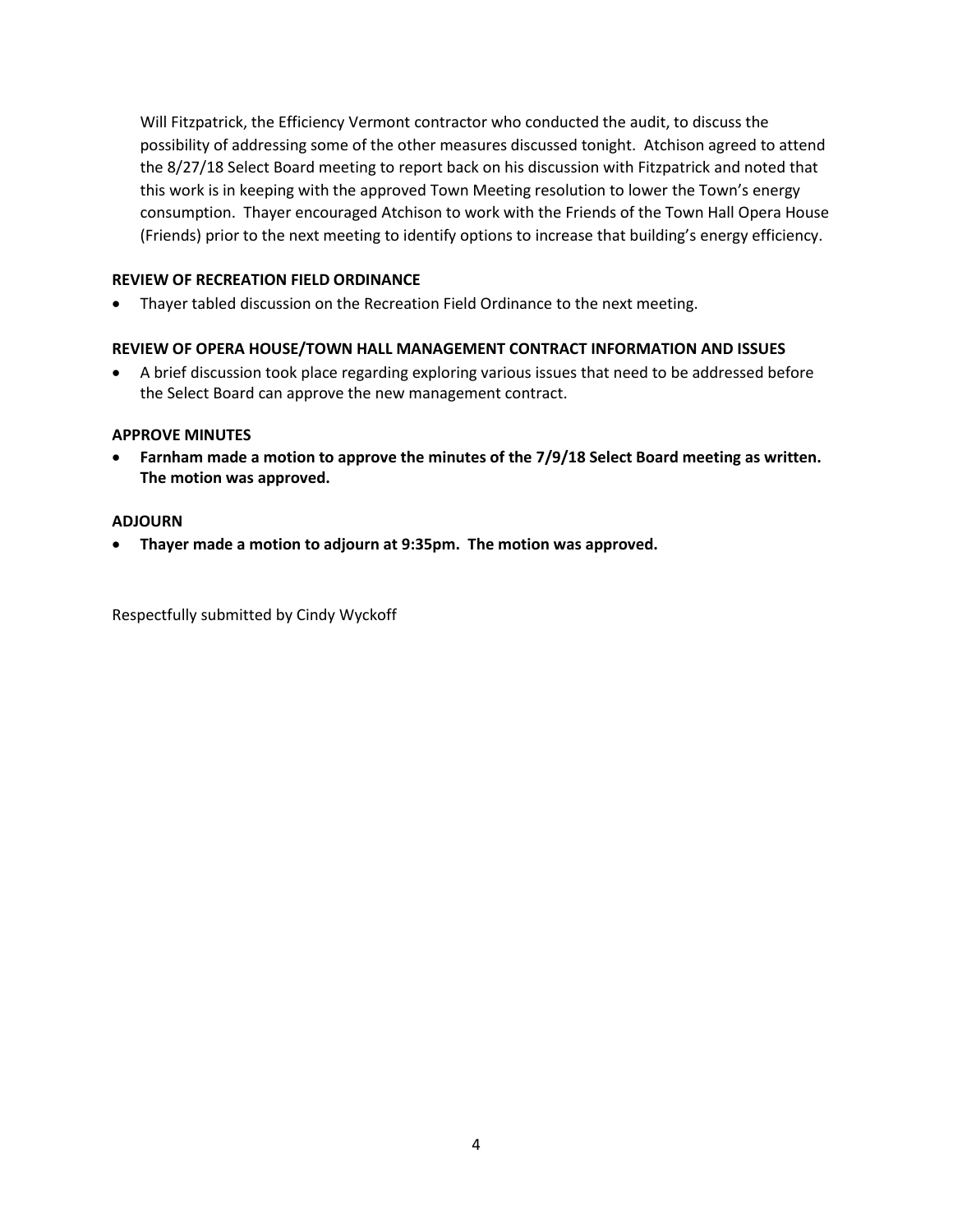Will Fitzpatrick, the Efficiency Vermont contractor who conducted the audit, to discuss the possibility of addressing some of the other measures discussed tonight. Atchison agreed to attend the 8/27/18 Select Board meeting to report back on his discussion with Fitzpatrick and noted that this work is in keeping with the approved Town Meeting resolution to lower the Town's energy consumption. Thayer encouraged Atchison to work with the Friends of the Town Hall Opera House (Friends) prior to the next meeting to identify options to increase that building's energy efficiency.

**REVIEW OF RECREATION FIELD ORDINANCE**

- Thayer tabled discussion on the Recreation Field Ordinance to the next meeting.

**REVIEW OF OPERA HOUSE/TOWN HALL MANAGEMENT CONTRACT INFORMATION AND ISSUES**

- A brief discussion took place regarding exploring various issues that need to be addressed before the Select Board can approve the new management contract.

**APPROVE MINUTES**

- **Farnham made a motion to approve the minutes of the 7/9/18 Select Board meeting as written. The motion was approved.**

**ADJOURN**

- **Thayer made a motion to adjourn at 9:35pm. The motion was approved.**

Respectfully submitted by Cindy Wyckoff